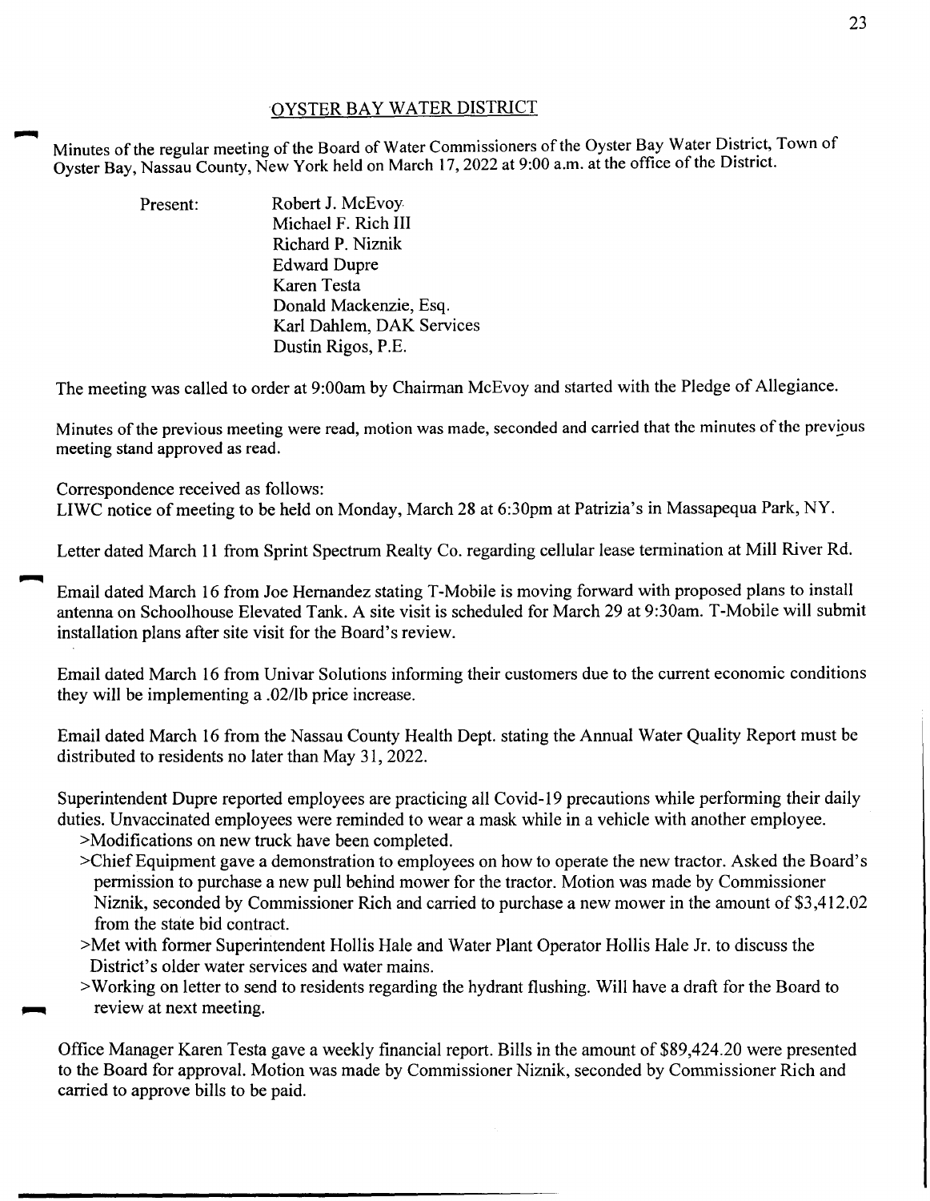# OYSTER BAY WATER DISTRICT

Minutes of the regular meeting of the Board of Water Commissioners of the Oyster Bay Water District, Town of Oyster Bay, Nassau County, New York held on March 17, 2022 at 9:00 a.m. at the office of the District.

Present:

- Robert J. McEvoy
- Michael F. Rich III
- Richard P. Niznik
- Edward Dupre
- Karen Testa
- Donald Mackenzie, Esq.
- Karl Dahlem, DAK Services
- Dustin Rigos, P.E.

The meeting was called to order at 9:00am by Chairman McEvoy and started with the Pledge of Allegiance.

Minutes of the previous meeting were read, motion was made, seconded and carried that the minutes of the previous meeting stand approved as read.

Correspondence received as follows:
LIWC notice of meeting to be held on Monday, March 28 at 6:30pm at Patrizia's in Massapequa Park, NY.

Letter dated March 11 from Sprint Spectrum Realty Co. regarding cellular lease termination at Mill River Rd.

Email dated March 16 from Joe Hernandez stating T-Mobile is moving forward with proposed plans to install antenna on Schoolhouse Elevated Tank. A site visit is scheduled for March 29 at 9:30am. T-Mobile will submit installation plans after site visit for the Board's review.

Email dated March 16 from Univar Solutions informing their customers due to the current economic conditions they will be implementing a .02/lb price increase.

Email dated March 16 from the Nassau County Health Dept. stating the Annual Water Quality Report must be distributed to residents no later than May 31, 2022.

Superintendent Dupre reported employees are practicing all Covid-19 precautions while performing their daily duties. Unvaccinated employees were reminded to wear a mask while in a vehicle with another employee.

>Modifications on new truck have been completed.

>Chief Equipment gave a demonstration to employees on how to operate the new tractor. Asked the Board's permission to purchase a new pull behind mower for the tractor. Motion was made by Commissioner Niznik, seconded by Commissioner Rich and carried to purchase a new mower in the amount of $3,412.02 from the state bid contract.

>Met with former Superintendent Hollis Hale and Water Plant Operator Hollis Hale Jr. to discuss the District's older water services and water mains.

>Working on letter to send to residents regarding the hydrant flushing. Will have a draft for the Board to review at next meeting.

Office Manager Karen Testa gave a weekly financial report. Bills in the amount of $89,424.20 were presented to the Board for approval. Motion was made by Commissioner Niznik, seconded by Commissioner Rich and carried to approve bills to be paid.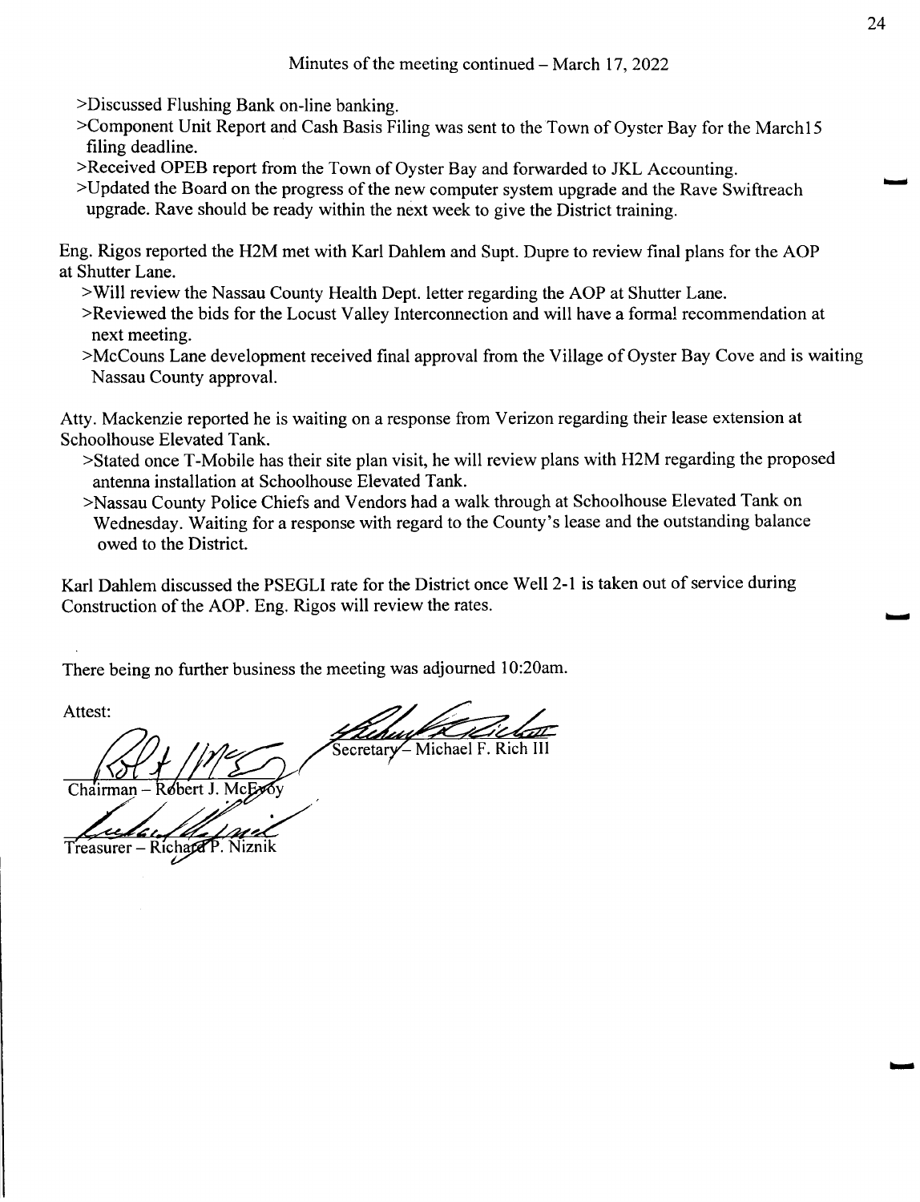Minutes of the meeting continued – March 17, 2022

>Discussed Flushing Bank on-line banking.
>Component Unit Report and Cash Basis Filing was sent to the Town of Oyster Bay for the March15 filing deadline.
>Received OPEB report from the Town of Oyster Bay and forwarded to JKL Accounting.
>Updated the Board on the progress of the new computer system upgrade and the Rave Swiftreach upgrade. Rave should be ready within the next week to give the District training.

Eng. Rigos reported the H2M met with Karl Dahlem and Supt. Dupre to review final plans for the AOP at Shutter Lane.
>Will review the Nassau County Health Dept. letter regarding the AOP at Shutter Lane.
>Reviewed the bids for the Locust Valley Interconnection and will have a formal recommendation at next meeting.
>McCouns Lane development received final approval from the Village of Oyster Bay Cove and is waiting Nassau County approval.

Atty. Mackenzie reported he is waiting on a response from Verizon regarding their lease extension at Schoolhouse Elevated Tank.
>Stated once T-Mobile has their site plan visit, he will review plans with H2M regarding the proposed antenna installation at Schoolhouse Elevated Tank.
>Nassau County Police Chiefs and Vendors had a walk through at Schoolhouse Elevated Tank on Wednesday. Waiting for a response with regard to the County's lease and the outstanding balance owed to the District.

Karl Dahlem discussed the PSEGLI rate for the District once Well 2-1 is taken out of service during Construction of the AOP. Eng. Rigos will review the rates.

There being no further business the meeting was adjourned 10:20am.

Attest:

Chairman – Robert J. McEvoy

Secretary – Michael F. Rich III

Treasurer – Richard P. Niznik